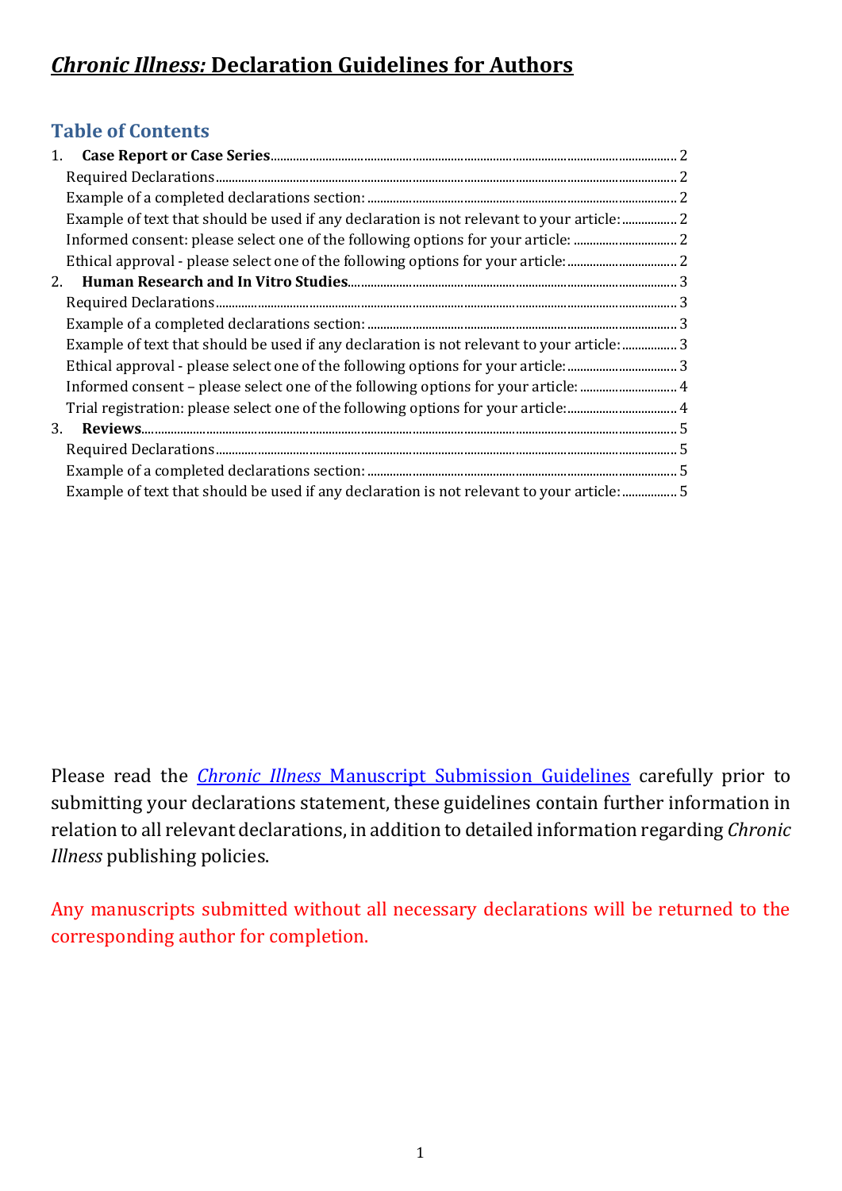# *Chronic Illness:* Declaration Guidelines for Authors

## Table of Contents

1. **Case Report or Case Series** .......... 2
   - Required Declarations .......... 2
   - Example of a completed declarations section: .......... 2
   - Example of text that should be used if any declaration is not relevant to your article: .......... 2
   - Informed consent: please select one of the following options for your article: .......... 2
   - Ethical approval - please select one of the following options for your article: .......... 2
2. **Human Research and In Vitro Studies** .......... 3
   - Required Declarations .......... 3
   - Example of a completed declarations section: .......... 3
   - Example of text that should be used if any declaration is not relevant to your article: .......... 3
   - Ethical approval - please select one of the following options for your article: .......... 3
   - Informed consent – please select one of the following options for your article: .......... 4
   - Trial registration: please select one of the following options for your article: .......... 4
3. **Reviews** .......... 5
   - Required Declarations .......... 5
   - Example of a completed declarations section: .......... 5
   - Example of text that should be used if any declaration is not relevant to your article: .......... 5

Please read the *Chronic Illness* Manuscript Submission Guidelines carefully prior to submitting your declarations statement, these guidelines contain further information in relation to all relevant declarations, in addition to detailed information regarding *Chronic Illness* publishing policies.

Any manuscripts submitted without all necessary declarations will be returned to the corresponding author for completion.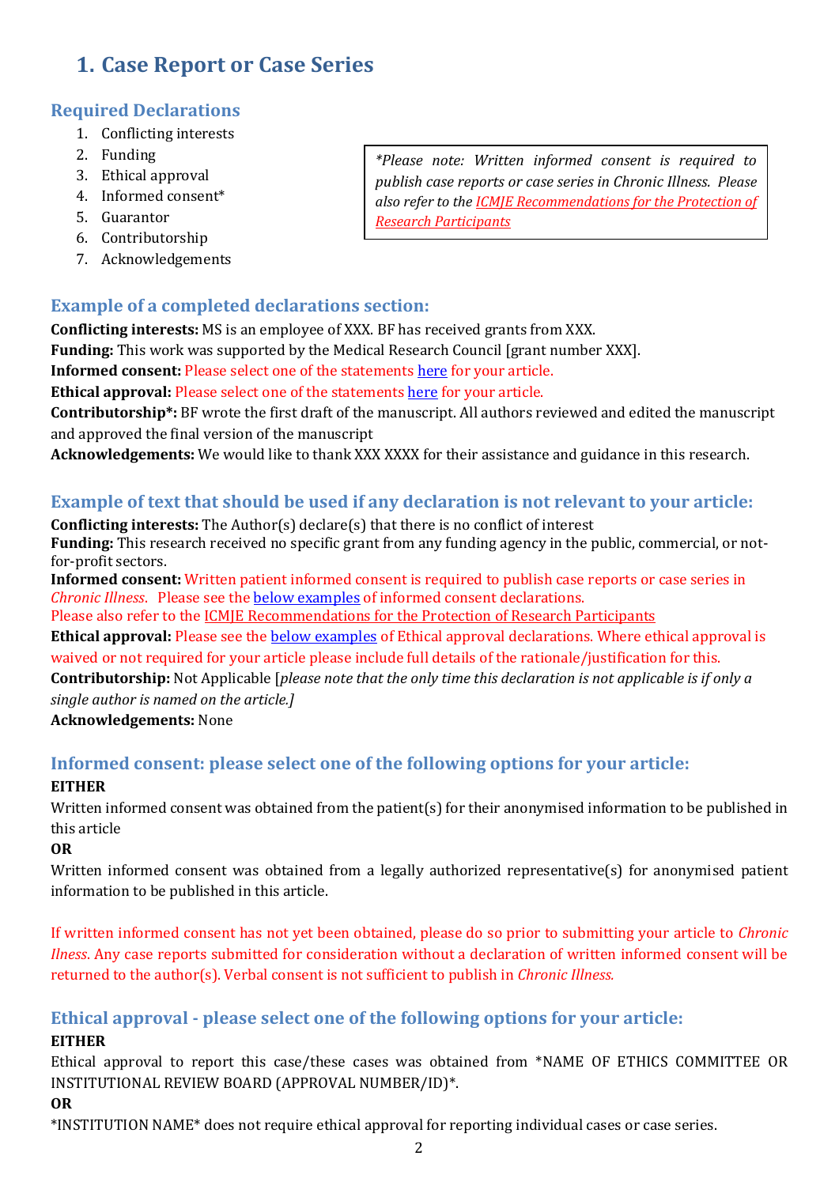# 1. Case Report or Case Series

## Required Declarations

1. Conflicting interests
2. Funding
3. Ethical approval
4. Informed consent*
5. Guarantor
6. Contributorship
7. Acknowledgements

> *\*Please note: Written informed consent is required to publish case reports or case series in Chronic Illness. Please also refer to the ICMJE Recommendations for the Protection of Research Participants*

## Example of a completed declarations section:

**Conflicting interests:** MS is an employee of XXX. BF has received grants from XXX.
**Funding:** This work was supported by the Medical Research Council [grant number XXX].
**Informed consent:** Please select one of the statements here for your article.
**Ethical approval:** Please select one of the statements here for your article.
**Contributorship\*:** BF wrote the first draft of the manuscript. All authors reviewed and edited the manuscript and approved the final version of the manuscript
**Acknowledgements:** We would like to thank XXX XXXX for their assistance and guidance in this research.

## Example of text that should be used if any declaration is not relevant to your article:

**Conflicting interests:** The Author(s) declare(s) that there is no conflict of interest
**Funding:** This research received no specific grant from any funding agency in the public, commercial, or not-for-profit sectors.
**Informed consent:** Written patient informed consent is required to publish case reports or case series in *Chronic Illness*. Please see the below examples of informed consent declarations.
Please also refer to the ICMJE Recommendations for the Protection of Research Participants
**Ethical approval:** Please see the below examples of Ethical approval declarations. Where ethical approval is waived or not required for your article please include full details of the rationale/justification for this.
**Contributorship:** Not Applicable [*please note that the only time this declaration is not applicable is if only a single author is named on the article.]*
**Acknowledgements:** None

## Informed consent: please select one of the following options for your article:

**EITHER**

Written informed consent was obtained from the patient(s) for their anonymised information to be published in this article

**OR**

Written informed consent was obtained from a legally authorized representative(s) for anonymised patient information to be published in this article.

If written informed consent has not yet been obtained, please do so prior to submitting your article to *Chronic Ilness*. Any case reports submitted for consideration without a declaration of written informed consent will be returned to the author(s). Verbal consent is not sufficient to publish in *Chronic Illness*.

## Ethical approval - please select one of the following options for your article:

**EITHER**

Ethical approval to report this case/these cases was obtained from *NAME OF ETHICS COMMITTEE OR INSTITUTIONAL REVIEW BOARD (APPROVAL NUMBER/ID)*.

**OR**

*INSTITUTION NAME* does not require ethical approval for reporting individual cases or case series.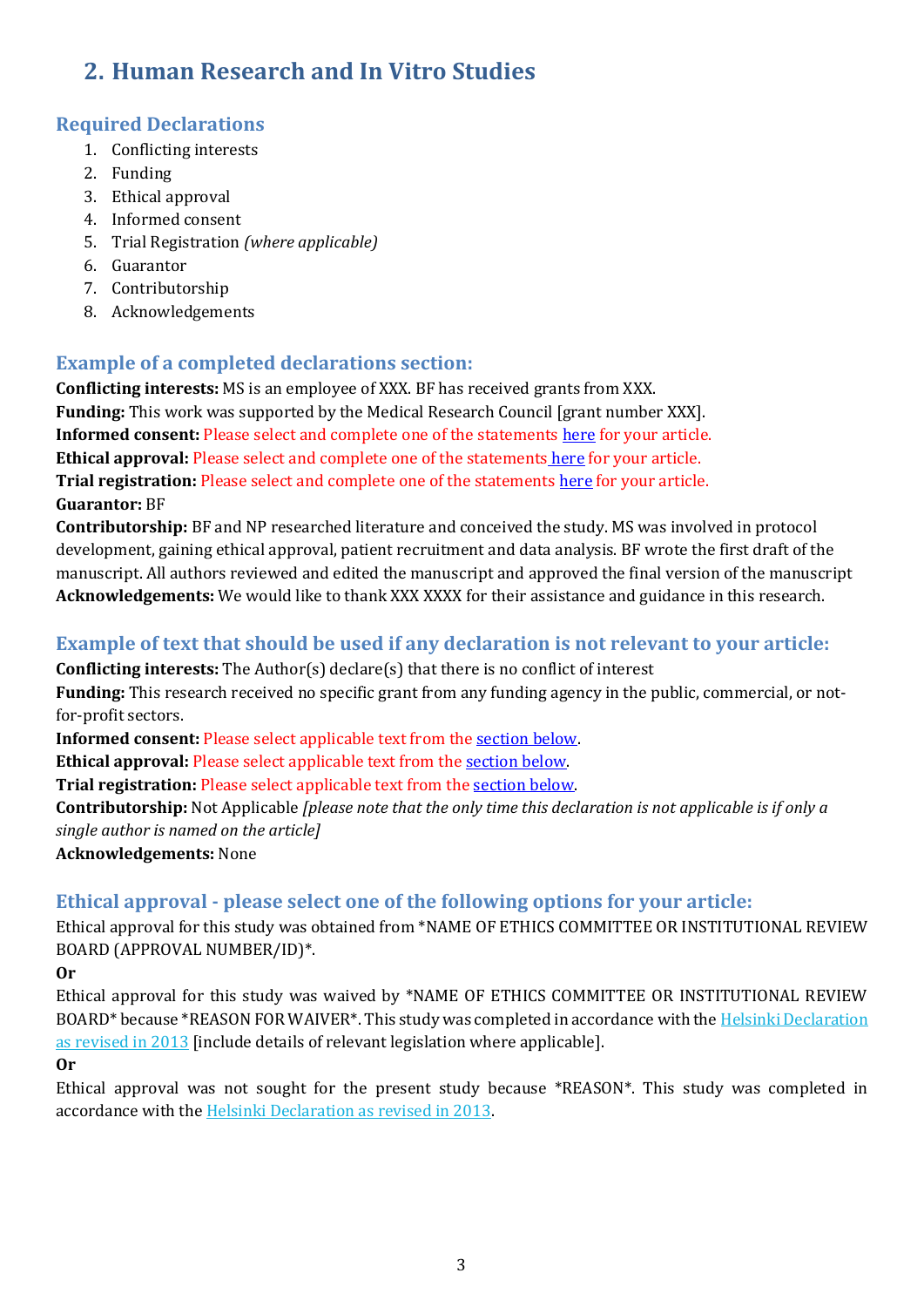# 2. Human Research and In Vitro Studies

## Required Declarations

1. Conflicting interests
2. Funding
3. Ethical approval
4. Informed consent
5. Trial Registration *(where applicable)*
6. Guarantor
7. Contributorship
8. Acknowledgements

## Example of a completed declarations section:

**Conflicting interests:** MS is an employee of XXX. BF has received grants from XXX.
**Funding:** This work was supported by the Medical Research Council [grant number XXX].
**Informed consent:** Please select and complete one of the statements here for your article.
**Ethical approval:** Please select and complete one of the statements here for your article.
**Trial registration:** Please select and complete one of the statements here for your article.
**Guarantor:** BF
**Contributorship:** BF and NP researched literature and conceived the study. MS was involved in protocol development, gaining ethical approval, patient recruitment and data analysis. BF wrote the first draft of the manuscript. All authors reviewed and edited the manuscript and approved the final version of the manuscript
**Acknowledgements:** We would like to thank XXX XXXX for their assistance and guidance in this research.

## Example of text that should be used if any declaration is not relevant to your article:

**Conflicting interests:** The Author(s) declare(s) that there is no conflict of interest
**Funding:** This research received no specific grant from any funding agency in the public, commercial, or not-for-profit sectors.
**Informed consent:** Please select applicable text from the section below.
**Ethical approval:** Please select applicable text from the section below.
**Trial registration:** Please select applicable text from the section below.
**Contributorship:** Not Applicable *[please note that the only time this declaration is not applicable is if only a single author is named on the article]*
**Acknowledgements:** None

## Ethical approval - please select one of the following options for your article:

Ethical approval for this study was obtained from *NAME OF ETHICS COMMITTEE OR INSTITUTIONAL REVIEW BOARD (APPROVAL NUMBER/ID)*.

**Or**

Ethical approval for this study was waived by *NAME OF ETHICS COMMITTEE OR INSTITUTIONAL REVIEW BOARD* because *REASON FOR WAIVER*. This study was completed in accordance with the Helsinki Declaration as revised in 2013 [include details of relevant legislation where applicable].

**Or**

Ethical approval was not sought for the present study because *REASON*. This study was completed in accordance with the Helsinki Declaration as revised in 2013.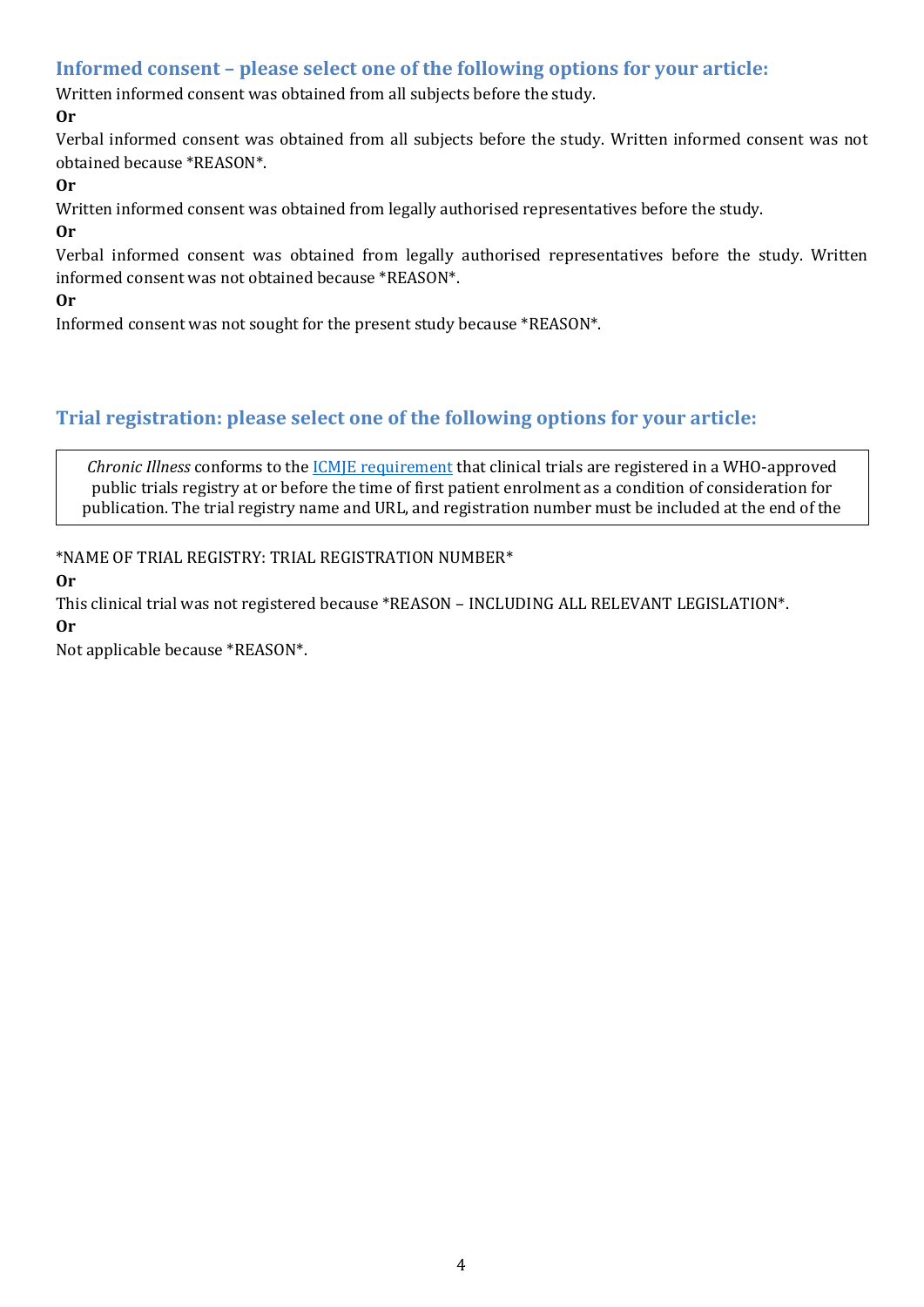## Informed consent – please select one of the following options for your article:

Written informed consent was obtained from all subjects before the study.

**Or**

Verbal informed consent was obtained from all subjects before the study. Written informed consent was not obtained because *REASON*.

**Or**

Written informed consent was obtained from legally authorised representatives before the study.

**Or**

Verbal informed consent was obtained from legally authorised representatives before the study. Written informed consent was not obtained because *REASON*.

**Or**

Informed consent was not sought for the present study because *REASON*.

## Trial registration: please select one of the following options for your article:

> *Chronic Illness* conforms to the [ICMJE requirement] that clinical trials are registered in a WHO-approved public trials registry at or before the time of first patient enrolment as a condition of consideration for publication. The trial registry name and URL, and registration number must be included at the end of the

*NAME OF TRIAL REGISTRY: TRIAL REGISTRATION NUMBER*

**Or**

This clinical trial was not registered because *REASON – INCLUDING ALL RELEVANT LEGISLATION*.

**Or**

Not applicable because *REASON*.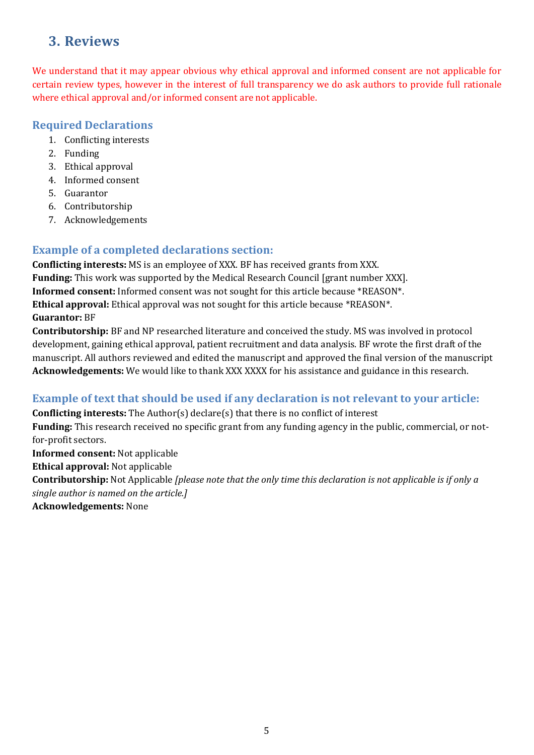## 3. Reviews

We understand that it may appear obvious why ethical approval and informed consent are not applicable for certain review types, however in the interest of full transparency we do ask authors to provide full rationale where ethical approval and/or informed consent are not applicable.

### Required Declarations

1. Conflicting interests
2. Funding
3. Ethical approval
4. Informed consent
5. Guarantor
6. Contributorship
7. Acknowledgements

### Example of a completed declarations section:

**Conflicting interests:** MS is an employee of XXX. BF has received grants from XXX.
**Funding:** This work was supported by the Medical Research Council [grant number XXX].
**Informed consent:** Informed consent was not sought for this article because *REASON*.
**Ethical approval:** Ethical approval was not sought for this article because *REASON*.
**Guarantor:** BF
**Contributorship:** BF and NP researched literature and conceived the study. MS was involved in protocol development, gaining ethical approval, patient recruitment and data analysis. BF wrote the first draft of the manuscript. All authors reviewed and edited the manuscript and approved the final version of the manuscript
**Acknowledgements:** We would like to thank XXX XXXX for his assistance and guidance in this research.

### Example of text that should be used if any declaration is not relevant to your article:

**Conflicting interests:** The Author(s) declare(s) that there is no conflict of interest
**Funding:** This research received no specific grant from any funding agency in the public, commercial, or not-for-profit sectors.
**Informed consent:** Not applicable
**Ethical approval:** Not applicable
**Contributorship:** Not Applicable *[please note that the only time this declaration is not applicable is if only a single author is named on the article.]*
**Acknowledgements:** None